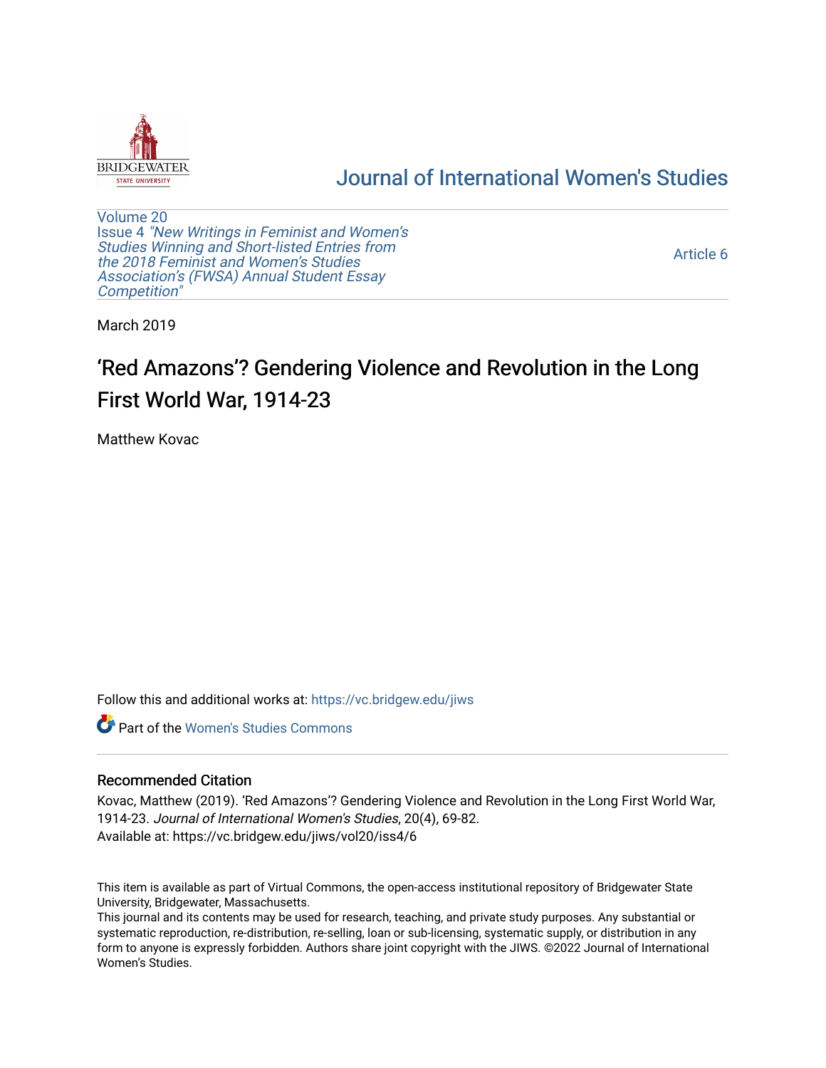Journal of International Women's Studies

Volume 20
Issue 4 *"New Writings in Feminist and Women's Studies Winning and Short-listed Entries from the 2018 Feminist and Women's Studies Association's (FWSA) Annual Student Essay Competition"*

Article 6

March 2019

# 'Red Amazons'? Gendering Violence and Revolution in the Long First World War, 1914-23

Matthew Kovac

Follow this and additional works at: https://vc.bridgew.edu/jiws

Part of the Women's Studies Commons

## Recommended Citation

Kovac, Matthew (2019). 'Red Amazons'? Gendering Violence and Revolution in the Long First World War, 1914-23. *Journal of International Women's Studies*, 20(4), 69-82.
Available at: https://vc.bridgew.edu/jiws/vol20/iss4/6

This item is available as part of Virtual Commons, the open-access institutional repository of Bridgewater State University, Bridgewater, Massachusetts.
This journal and its contents may be used for research, teaching, and private study purposes. Any substantial or systematic reproduction, re-distribution, re-selling, loan or sub-licensing, systematic supply, or distribution in any form to anyone is expressly forbidden. Authors share joint copyright with the JIWS. ©2022 Journal of International Women's Studies.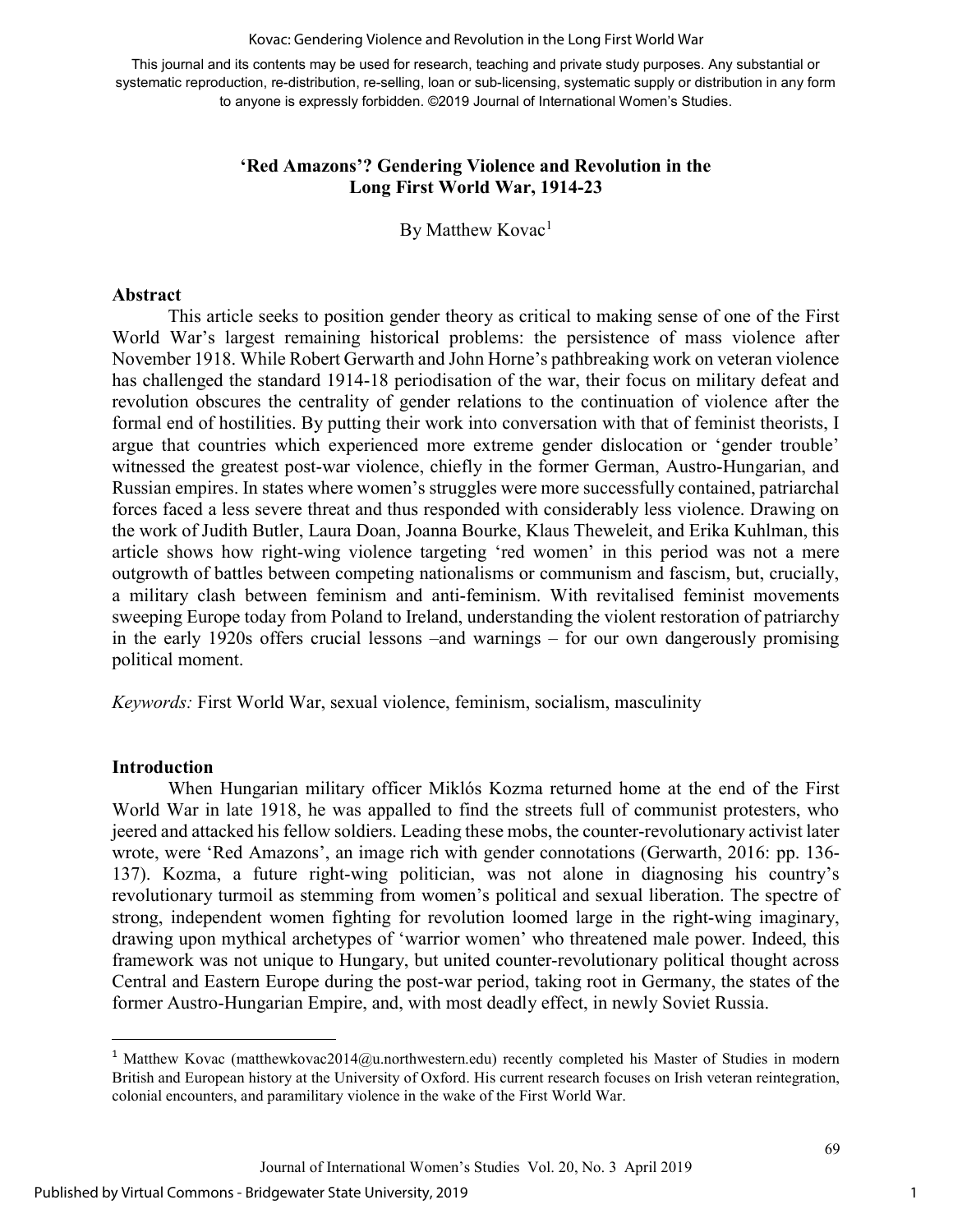This journal and its contents may be used for research, teaching and private study purposes. Any substantial or systematic reproduction, re-distribution, re-selling, loan or sub-licensing, systematic supply or distribution in any form to anyone is expressly forbidden. ©2019 Journal of International Women's Studies.

# 'Red Amazons'? Gendering Violence and Revolution in the Long First World War, 1914-23

By Matthew Kovac[1]

## Abstract

This article seeks to position gender theory as critical to making sense of one of the First World War's largest remaining historical problems: the persistence of mass violence after November 1918. While Robert Gerwarth and John Horne's pathbreaking work on veteran violence has challenged the standard 1914-18 periodisation of the war, their focus on military defeat and revolution obscures the centrality of gender relations to the continuation of violence after the formal end of hostilities. By putting their work into conversation with that of feminist theorists, I argue that countries which experienced more extreme gender dislocation or 'gender trouble' witnessed the greatest post-war violence, chiefly in the former German, Austro-Hungarian, and Russian empires. In states where women's struggles were more successfully contained, patriarchal forces faced a less severe threat and thus responded with considerably less violence. Drawing on the work of Judith Butler, Laura Doan, Joanna Bourke, Klaus Theweleit, and Erika Kuhlman, this article shows how right-wing violence targeting 'red women' in this period was not a mere outgrowth of battles between competing nationalisms or communism and fascism, but, crucially, a military clash between feminism and anti-feminism. With revitalised feminist movements sweeping Europe today from Poland to Ireland, understanding the violent restoration of patriarchy in the early 1920s offers crucial lessons –and warnings – for our own dangerously promising political moment.

*Keywords:* First World War, sexual violence, feminism, socialism, masculinity

## Introduction

When Hungarian military officer Miklós Kozma returned home at the end of the First World War in late 1918, he was appalled to find the streets full of communist protesters, who jeered and attacked his fellow soldiers. Leading these mobs, the counter-revolutionary activist later wrote, were 'Red Amazons', an image rich with gender connotations (Gerwarth, 2016: pp. 136-137). Kozma, a future right-wing politician, was not alone in diagnosing his country's revolutionary turmoil as stemming from women's political and sexual liberation. The spectre of strong, independent women fighting for revolution loomed large in the right-wing imaginary, drawing upon mythical archetypes of 'warrior women' who threatened male power. Indeed, this framework was not unique to Hungary, but united counter-revolutionary political thought across Central and Eastern Europe during the post-war period, taking root in Germany, the states of the former Austro-Hungarian Empire, and, with most deadly effect, in newly Soviet Russia.

[1] Matthew Kovac (matthewkovac2014@u.northwestern.edu) recently completed his Master of Studies in modern British and European history at the University of Oxford. His current research focuses on Irish veteran reintegration, colonial encounters, and paramilitary violence in the wake of the First World War.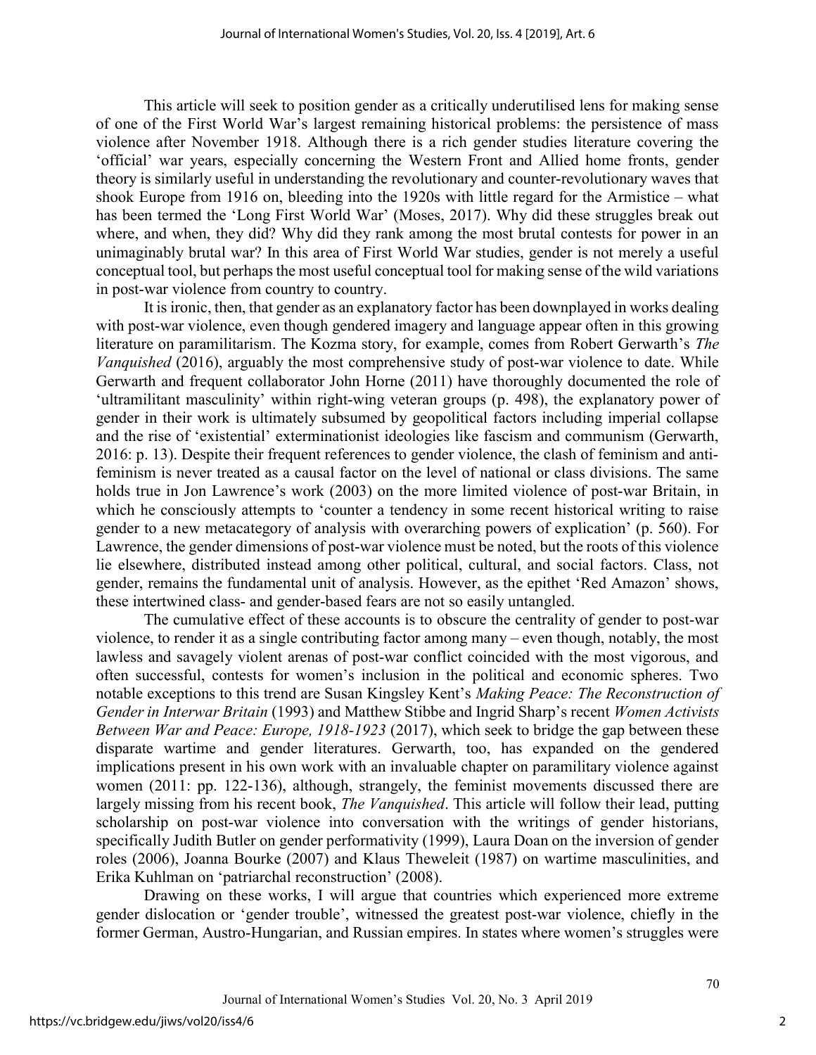This article will seek to position gender as a critically underutilised lens for making sense of one of the First World War's largest remaining historical problems: the persistence of mass violence after November 1918. Although there is a rich gender studies literature covering the 'official' war years, especially concerning the Western Front and Allied home fronts, gender theory is similarly useful in understanding the revolutionary and counter-revolutionary waves that shook Europe from 1916 on, bleeding into the 1920s with little regard for the Armistice – what has been termed the 'Long First World War' (Moses, 2017). Why did these struggles break out where, and when, they did? Why did they rank among the most brutal contests for power in an unimaginably brutal war? In this area of First World War studies, gender is not merely a useful conceptual tool, but perhaps the most useful conceptual tool for making sense of the wild variations in post-war violence from country to country.

It is ironic, then, that gender as an explanatory factor has been downplayed in works dealing with post-war violence, even though gendered imagery and language appear often in this growing literature on paramilitarism. The Kozma story, for example, comes from Robert Gerwarth's *The Vanquished* (2016), arguably the most comprehensive study of post-war violence to date. While Gerwarth and frequent collaborator John Horne (2011) have thoroughly documented the role of 'ultramilitant masculinity' within right-wing veteran groups (p. 498), the explanatory power of gender in their work is ultimately subsumed by geopolitical factors including imperial collapse and the rise of 'existential' exterminationist ideologies like fascism and communism (Gerwarth, 2016: p. 13). Despite their frequent references to gender violence, the clash of feminism and anti-feminism is never treated as a causal factor on the level of national or class divisions. The same holds true in Jon Lawrence's work (2003) on the more limited violence of post-war Britain, in which he consciously attempts to 'counter a tendency in some recent historical writing to raise gender to a new metacategory of analysis with overarching powers of explication' (p. 560). For Lawrence, the gender dimensions of post-war violence must be noted, but the roots of this violence lie elsewhere, distributed instead among other political, cultural, and social factors. Class, not gender, remains the fundamental unit of analysis. However, as the epithet 'Red Amazon' shows, these intertwined class- and gender-based fears are not so easily untangled.

The cumulative effect of these accounts is to obscure the centrality of gender to post-war violence, to render it as a single contributing factor among many – even though, notably, the most lawless and savagely violent arenas of post-war conflict coincided with the most vigorous, and often successful, contests for women's inclusion in the political and economic spheres. Two notable exceptions to this trend are Susan Kingsley Kent's *Making Peace: The Reconstruction of Gender in Interwar Britain* (1993) and Matthew Stibbe and Ingrid Sharp's recent *Women Activists Between War and Peace: Europe, 1918-1923* (2017), which seek to bridge the gap between these disparate wartime and gender literatures. Gerwarth, too, has expanded on the gendered implications present in his own work with an invaluable chapter on paramilitary violence against women (2011: pp. 122-136), although, strangely, the feminist movements discussed there are largely missing from his recent book, *The Vanquished*. This article will follow their lead, putting scholarship on post-war violence into conversation with the writings of gender historians, specifically Judith Butler on gender performativity (1999), Laura Doan on the inversion of gender roles (2006), Joanna Bourke (2007) and Klaus Theweleit (1987) on wartime masculinities, and Erika Kuhlman on 'patriarchal reconstruction' (2008).

Drawing on these works, I will argue that countries which experienced more extreme gender dislocation or 'gender trouble', witnessed the greatest post-war violence, chiefly in the former German, Austro-Hungarian, and Russian empires. In states where women's struggles were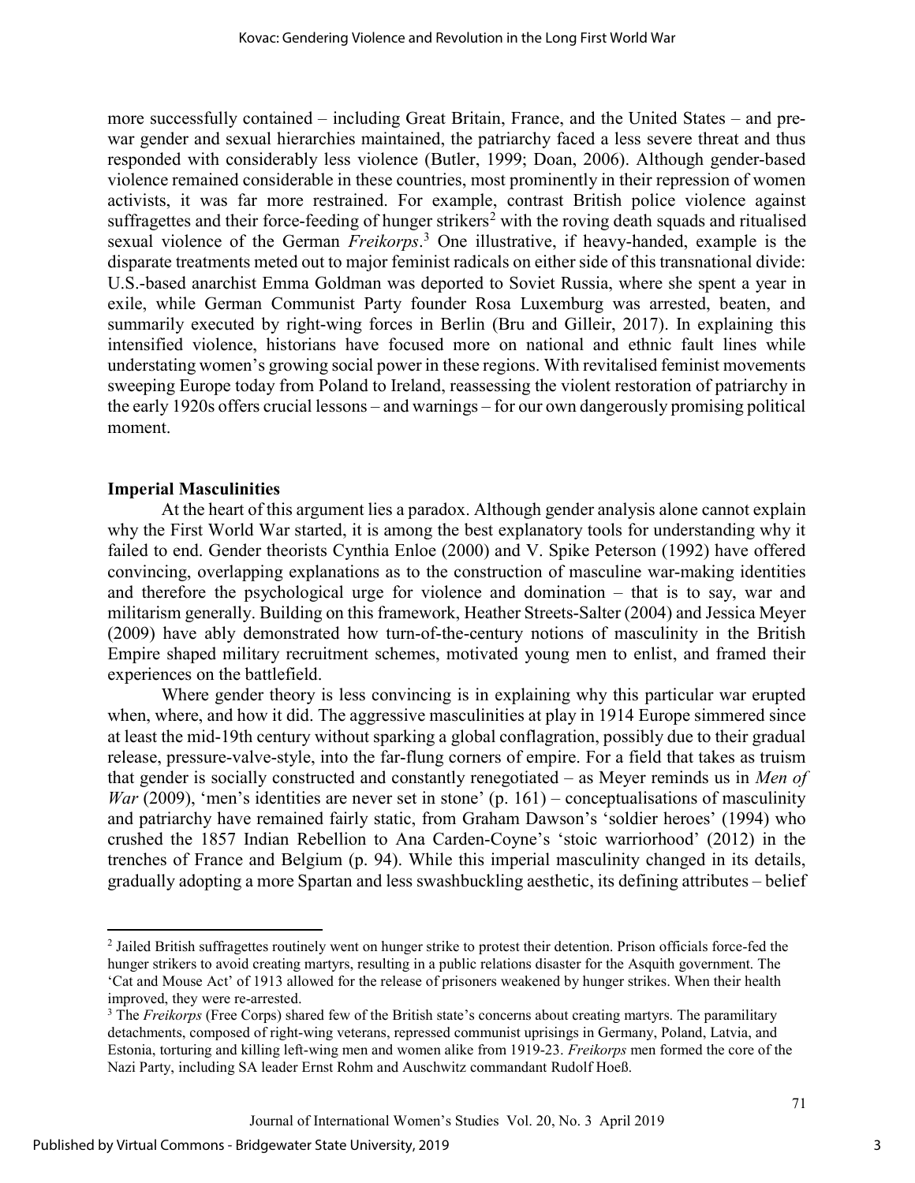more successfully contained – including Great Britain, France, and the United States – and pre-war gender and sexual hierarchies maintained, the patriarchy faced a less severe threat and thus responded with considerably less violence (Butler, 1999; Doan, 2006). Although gender-based violence remained considerable in these countries, most prominently in their repression of women activists, it was far more restrained. For example, contrast British police violence against suffragettes and their force-feeding of hunger strikers[2] with the roving death squads and ritualised sexual violence of the German *Freikorps*.[3] One illustrative, if heavy-handed, example is the disparate treatments meted out to major feminist radicals on either side of this transnational divide: U.S.-based anarchist Emma Goldman was deported to Soviet Russia, where she spent a year in exile, while German Communist Party founder Rosa Luxemburg was arrested, beaten, and summarily executed by right-wing forces in Berlin (Bru and Gilleir, 2017). In explaining this intensified violence, historians have focused more on national and ethnic fault lines while understating women's growing social power in these regions. With revitalised feminist movements sweeping Europe today from Poland to Ireland, reassessing the violent restoration of patriarchy in the early 1920s offers crucial lessons – and warnings – for our own dangerously promising political moment.

## Imperial Masculinities

At the heart of this argument lies a paradox. Although gender analysis alone cannot explain why the First World War started, it is among the best explanatory tools for understanding why it failed to end. Gender theorists Cynthia Enloe (2000) and V. Spike Peterson (1992) have offered convincing, overlapping explanations as to the construction of masculine war-making identities and therefore the psychological urge for violence and domination – that is to say, war and militarism generally. Building on this framework, Heather Streets-Salter (2004) and Jessica Meyer (2009) have ably demonstrated how turn-of-the-century notions of masculinity in the British Empire shaped military recruitment schemes, motivated young men to enlist, and framed their experiences on the battlefield.

Where gender theory is less convincing is in explaining why this particular war erupted when, where, and how it did. The aggressive masculinities at play in 1914 Europe simmered since at least the mid-19th century without sparking a global conflagration, possibly due to their gradual release, pressure-valve-style, into the far-flung corners of empire. For a field that takes as truism that gender is socially constructed and constantly renegotiated – as Meyer reminds us in *Men of War* (2009), 'men's identities are never set in stone' (p. 161) – conceptualisations of masculinity and patriarchy have remained fairly static, from Graham Dawson's 'soldier heroes' (1994) who crushed the 1857 Indian Rebellion to Ana Carden-Coyne's 'stoic warriorhood' (2012) in the trenches of France and Belgium (p. 94). While this imperial masculinity changed in its details, gradually adopting a more Spartan and less swashbuckling aesthetic, its defining attributes – belief

---

[2] Jailed British suffragettes routinely went on hunger strike to protest their detention. Prison officials force-fed the hunger strikers to avoid creating martyrs, resulting in a public relations disaster for the Asquith government. The 'Cat and Mouse Act' of 1913 allowed for the release of prisoners weakened by hunger strikes. When their health improved, they were re-arrested.

[3] The *Freikorps* (Free Corps) shared few of the British state's concerns about creating martyrs. The paramilitary detachments, composed of right-wing veterans, repressed communist uprisings in Germany, Poland, Latvia, and Estonia, torturing and killing left-wing men and women alike from 1919-23. *Freikorps* men formed the core of the Nazi Party, including SA leader Ernst Rohm and Auschwitz commandant Rudolf Hoeß.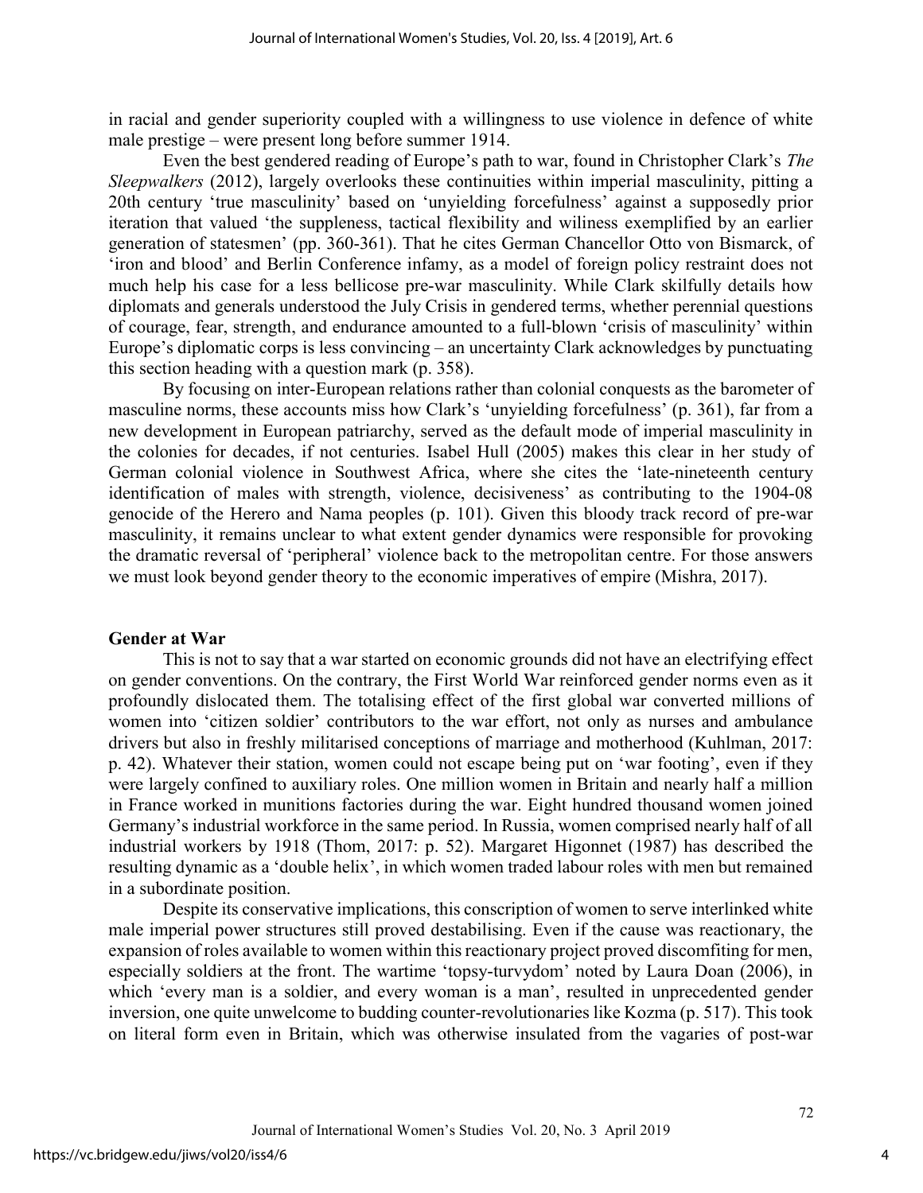in racial and gender superiority coupled with a willingness to use violence in defence of white male prestige – were present long before summer 1914.

Even the best gendered reading of Europe's path to war, found in Christopher Clark's *The Sleepwalkers* (2012), largely overlooks these continuities within imperial masculinity, pitting a 20th century 'true masculinity' based on 'unyielding forcefulness' against a supposedly prior iteration that valued 'the suppleness, tactical flexibility and wiliness exemplified by an earlier generation of statesmen' (pp. 360-361). That he cites German Chancellor Otto von Bismarck, of 'iron and blood' and Berlin Conference infamy, as a model of foreign policy restraint does not much help his case for a less bellicose pre-war masculinity. While Clark skilfully details how diplomats and generals understood the July Crisis in gendered terms, whether perennial questions of courage, fear, strength, and endurance amounted to a full-blown 'crisis of masculinity' within Europe's diplomatic corps is less convincing – an uncertainty Clark acknowledges by punctuating this section heading with a question mark (p. 358).

By focusing on inter-European relations rather than colonial conquests as the barometer of masculine norms, these accounts miss how Clark's 'unyielding forcefulness' (p. 361), far from a new development in European patriarchy, served as the default mode of imperial masculinity in the colonies for decades, if not centuries. Isabel Hull (2005) makes this clear in her study of German colonial violence in Southwest Africa, where she cites the 'late-nineteenth century identification of males with strength, violence, decisiveness' as contributing to the 1904-08 genocide of the Herero and Nama peoples (p. 101). Given this bloody track record of pre-war masculinity, it remains unclear to what extent gender dynamics were responsible for provoking the dramatic reversal of 'peripheral' violence back to the metropolitan centre. For those answers we must look beyond gender theory to the economic imperatives of empire (Mishra, 2017).

## Gender at War

This is not to say that a war started on economic grounds did not have an electrifying effect on gender conventions. On the contrary, the First World War reinforced gender norms even as it profoundly dislocated them. The totalising effect of the first global war converted millions of women into 'citizen soldier' contributors to the war effort, not only as nurses and ambulance drivers but also in freshly militarised conceptions of marriage and motherhood (Kuhlman, 2017: p. 42). Whatever their station, women could not escape being put on 'war footing', even if they were largely confined to auxiliary roles. One million women in Britain and nearly half a million in France worked in munitions factories during the war. Eight hundred thousand women joined Germany's industrial workforce in the same period. In Russia, women comprised nearly half of all industrial workers by 1918 (Thom, 2017: p. 52). Margaret Higonnet (1987) has described the resulting dynamic as a 'double helix', in which women traded labour roles with men but remained in a subordinate position.

Despite its conservative implications, this conscription of women to serve interlinked white male imperial power structures still proved destabilising. Even if the cause was reactionary, the expansion of roles available to women within this reactionary project proved discomfiting for men, especially soldiers at the front. The wartime 'topsy-turvydom' noted by Laura Doan (2006), in which 'every man is a soldier, and every woman is a man', resulted in unprecedented gender inversion, one quite unwelcome to budding counter-revolutionaries like Kozma (p. 517). This took on literal form even in Britain, which was otherwise insulated from the vagaries of post-war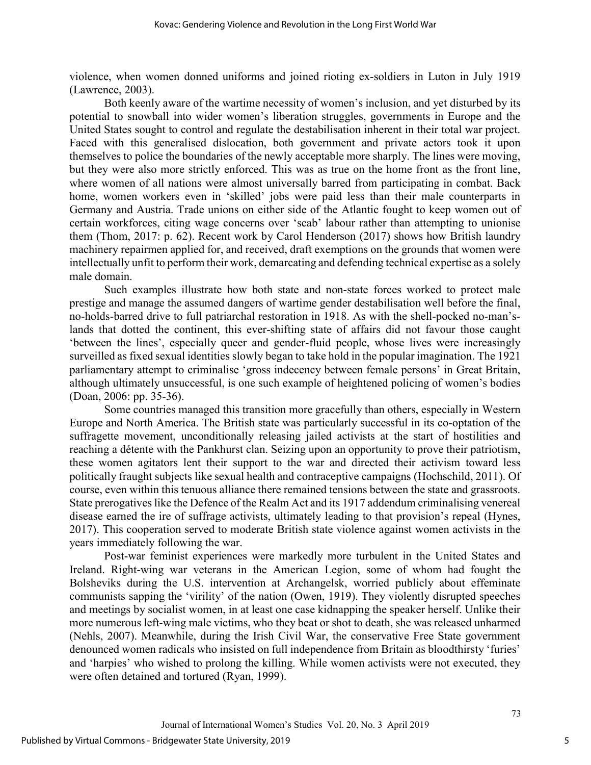violence, when women donned uniforms and joined rioting ex-soldiers in Luton in July 1919 (Lawrence, 2003).

Both keenly aware of the wartime necessity of women's inclusion, and yet disturbed by its potential to snowball into wider women's liberation struggles, governments in Europe and the United States sought to control and regulate the destabilisation inherent in their total war project. Faced with this generalised dislocation, both government and private actors took it upon themselves to police the boundaries of the newly acceptable more sharply. The lines were moving, but they were also more strictly enforced. This was as true on the home front as the front line, where women of all nations were almost universally barred from participating in combat. Back home, women workers even in 'skilled' jobs were paid less than their male counterparts in Germany and Austria. Trade unions on either side of the Atlantic fought to keep women out of certain workforces, citing wage concerns over 'scab' labour rather than attempting to unionise them (Thom, 2017: p. 62). Recent work by Carol Henderson (2017) shows how British laundry machinery repairmen applied for, and received, draft exemptions on the grounds that women were intellectually unfit to perform their work, demarcating and defending technical expertise as a solely male domain.

Such examples illustrate how both state and non-state forces worked to protect male prestige and manage the assumed dangers of wartime gender destabilisation well before the final, no-holds-barred drive to full patriarchal restoration in 1918. As with the shell-pocked no-man's-lands that dotted the continent, this ever-shifting state of affairs did not favour those caught 'between the lines', especially queer and gender-fluid people, whose lives were increasingly surveilled as fixed sexual identities slowly began to take hold in the popular imagination. The 1921 parliamentary attempt to criminalise 'gross indecency between female persons' in Great Britain, although ultimately unsuccessful, is one such example of heightened policing of women's bodies (Doan, 2006: pp. 35-36).

Some countries managed this transition more gracefully than others, especially in Western Europe and North America. The British state was particularly successful in its co-optation of the suffragette movement, unconditionally releasing jailed activists at the start of hostilities and reaching a détente with the Pankhurst clan. Seizing upon an opportunity to prove their patriotism, these women agitators lent their support to the war and directed their activism toward less politically fraught subjects like sexual health and contraceptive campaigns (Hochschild, 2011). Of course, even within this tenuous alliance there remained tensions between the state and grassroots. State prerogatives like the Defence of the Realm Act and its 1917 addendum criminalising venereal disease earned the ire of suffrage activists, ultimately leading to that provision's repeal (Hynes, 2017). This cooperation served to moderate British state violence against women activists in the years immediately following the war.

Post-war feminist experiences were markedly more turbulent in the United States and Ireland. Right-wing war veterans in the American Legion, some of whom had fought the Bolsheviks during the U.S. intervention at Archangelsk, worried publicly about effeminate communists sapping the 'virility' of the nation (Owen, 1919). They violently disrupted speeches and meetings by socialist women, in at least one case kidnapping the speaker herself. Unlike their more numerous left-wing male victims, who they beat or shot to death, she was released unharmed (Nehls, 2007). Meanwhile, during the Irish Civil War, the conservative Free State government denounced women radicals who insisted on full independence from Britain as bloodthirsty 'furies' and 'harpies' who wished to prolong the killing. While women activists were not executed, they were often detained and tortured (Ryan, 1999).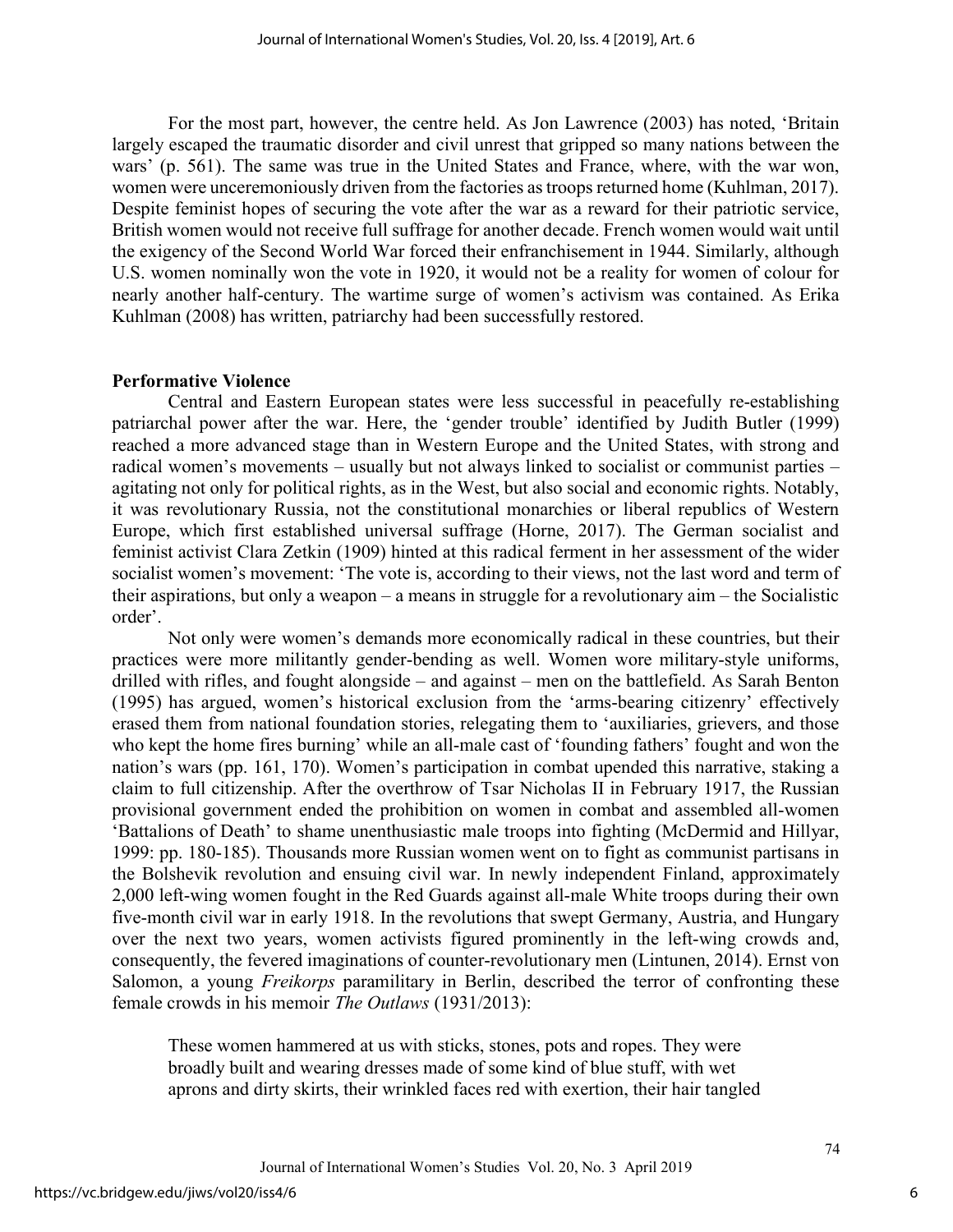For the most part, however, the centre held. As Jon Lawrence (2003) has noted, 'Britain largely escaped the traumatic disorder and civil unrest that gripped so many nations between the wars' (p. 561). The same was true in the United States and France, where, with the war won, women were unceremoniously driven from the factories as troops returned home (Kuhlman, 2017). Despite feminist hopes of securing the vote after the war as a reward for their patriotic service, British women would not receive full suffrage for another decade. French women would wait until the exigency of the Second World War forced their enfranchisement in 1944. Similarly, although U.S. women nominally won the vote in 1920, it would not be a reality for women of colour for nearly another half-century. The wartime surge of women's activism was contained. As Erika Kuhlman (2008) has written, patriarchy had been successfully restored.

## Performative Violence

Central and Eastern European states were less successful in peacefully re-establishing patriarchal power after the war. Here, the 'gender trouble' identified by Judith Butler (1999) reached a more advanced stage than in Western Europe and the United States, with strong and radical women's movements – usually but not always linked to socialist or communist parties – agitating not only for political rights, as in the West, but also social and economic rights. Notably, it was revolutionary Russia, not the constitutional monarchies or liberal republics of Western Europe, which first established universal suffrage (Horne, 2017). The German socialist and feminist activist Clara Zetkin (1909) hinted at this radical ferment in her assessment of the wider socialist women's movement: 'The vote is, according to their views, not the last word and term of their aspirations, but only a weapon – a means in struggle for a revolutionary aim – the Socialistic order'.

Not only were women's demands more economically radical in these countries, but their practices were more militantly gender-bending as well. Women wore military-style uniforms, drilled with rifles, and fought alongside – and against – men on the battlefield. As Sarah Benton (1995) has argued, women's historical exclusion from the 'arms-bearing citizenry' effectively erased them from national foundation stories, relegating them to 'auxiliaries, grievers, and those who kept the home fires burning' while an all-male cast of 'founding fathers' fought and won the nation's wars (pp. 161, 170). Women's participation in combat upended this narrative, staking a claim to full citizenship. After the overthrow of Tsar Nicholas II in February 1917, the Russian provisional government ended the prohibition on women in combat and assembled all-women 'Battalions of Death' to shame unenthusiastic male troops into fighting (McDermid and Hillyar, 1999: pp. 180-185). Thousands more Russian women went on to fight as communist partisans in the Bolshevik revolution and ensuing civil war. In newly independent Finland, approximately 2,000 left-wing women fought in the Red Guards against all-male White troops during their own five-month civil war in early 1918. In the revolutions that swept Germany, Austria, and Hungary over the next two years, women activists figured prominently in the left-wing crowds and, consequently, the fevered imaginations of counter-revolutionary men (Lintunen, 2014). Ernst von Salomon, a young *Freikorps* paramilitary in Berlin, described the terror of confronting these female crowds in his memoir *The Outlaws* (1931/2013):

> These women hammered at us with sticks, stones, pots and ropes. They were broadly built and wearing dresses made of some kind of blue stuff, with wet aprons and dirty skirts, their wrinkled faces red with exertion, their hair tangled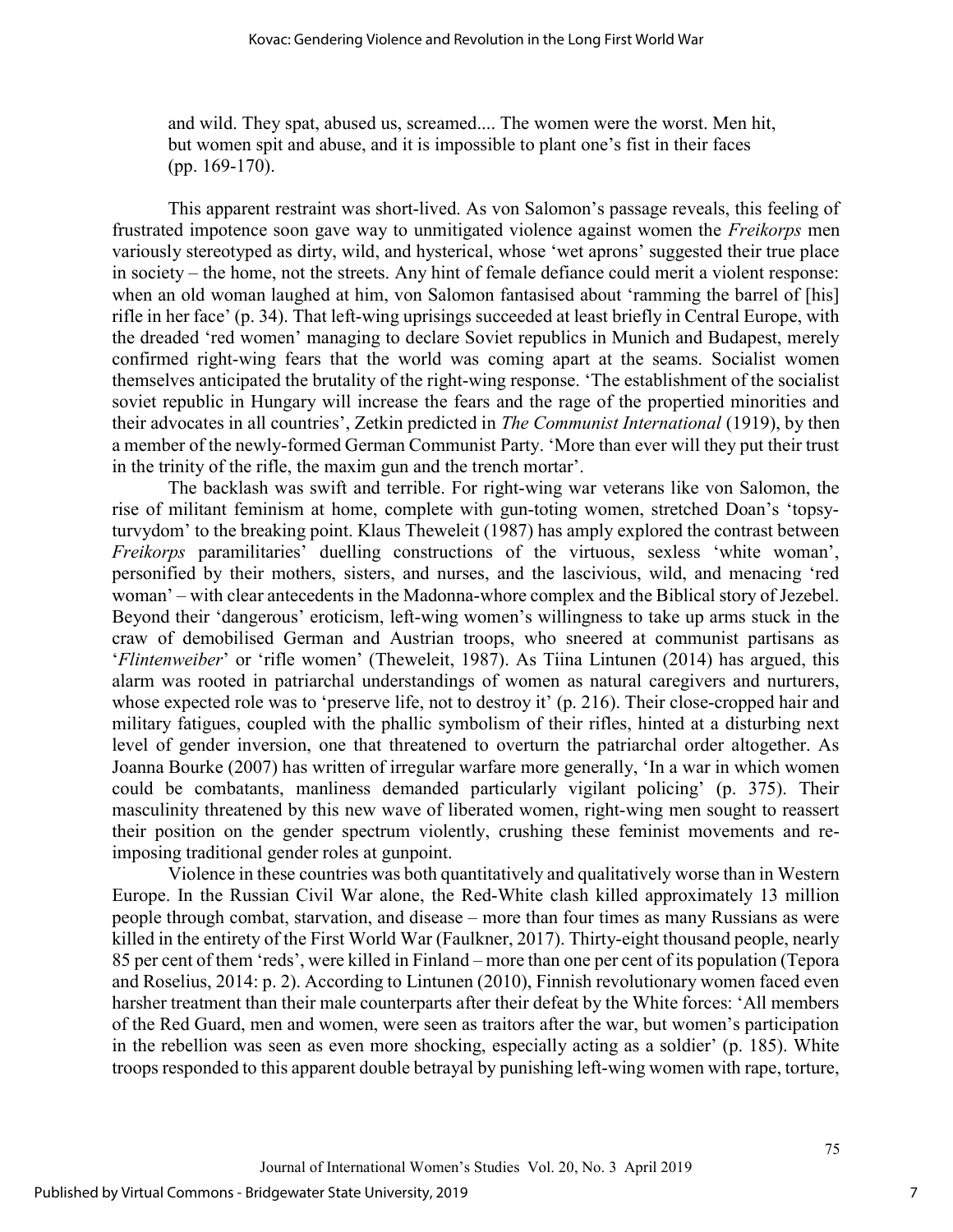> and wild. They spat, abused us, screamed.... The women were the worst. Men hit, but women spit and abuse, and it is impossible to plant one's fist in their faces (pp. 169-170).

This apparent restraint was short-lived. As von Salomon's passage reveals, this feeling of frustrated impotence soon gave way to unmitigated violence against women the *Freikorps* men variously stereotyped as dirty, wild, and hysterical, whose 'wet aprons' suggested their true place in society – the home, not the streets. Any hint of female defiance could merit a violent response: when an old woman laughed at him, von Salomon fantasised about 'ramming the barrel of [his] rifle in her face' (p. 34). That left-wing uprisings succeeded at least briefly in Central Europe, with the dreaded 'red women' managing to declare Soviet republics in Munich and Budapest, merely confirmed right-wing fears that the world was coming apart at the seams. Socialist women themselves anticipated the brutality of the right-wing response. 'The establishment of the socialist soviet republic in Hungary will increase the fears and the rage of the propertied minorities and their advocates in all countries', Zetkin predicted in *The Communist International* (1919), by then a member of the newly-formed German Communist Party. 'More than ever will they put their trust in the trinity of the rifle, the maxim gun and the trench mortar'.

The backlash was swift and terrible. For right-wing war veterans like von Salomon, the rise of militant feminism at home, complete with gun-toting women, stretched Doan's 'topsy-turvydom' to the breaking point. Klaus Theweleit (1987) has amply explored the contrast between *Freikorps* paramilitaries' duelling constructions of the virtuous, sexless 'white woman', personified by their mothers, sisters, and nurses, and the lascivious, wild, and menacing 'red woman' – with clear antecedents in the Madonna-whore complex and the Biblical story of Jezebel. Beyond their 'dangerous' eroticism, left-wing women's willingness to take up arms stuck in the craw of demobilised German and Austrian troops, who sneered at communist partisans as '*Flintenweiber*' or 'rifle women' (Theweleit, 1987). As Tiina Lintunen (2014) has argued, this alarm was rooted in patriarchal understandings of women as natural caregivers and nurturers, whose expected role was to 'preserve life, not to destroy it' (p. 216). Their close-cropped hair and military fatigues, coupled with the phallic symbolism of their rifles, hinted at a disturbing next level of gender inversion, one that threatened to overturn the patriarchal order altogether. As Joanna Bourke (2007) has written of irregular warfare more generally, 'In a war in which women could be combatants, manliness demanded particularly vigilant policing' (p. 375). Their masculinity threatened by this new wave of liberated women, right-wing men sought to reassert their position on the gender spectrum violently, crushing these feminist movements and re-imposing traditional gender roles at gunpoint.

Violence in these countries was both quantitatively and qualitatively worse than in Western Europe. In the Russian Civil War alone, the Red-White clash killed approximately 13 million people through combat, starvation, and disease – more than four times as many Russians as were killed in the entirety of the First World War (Faulkner, 2017). Thirty-eight thousand people, nearly 85 per cent of them 'reds', were killed in Finland – more than one per cent of its population (Tepora and Roselius, 2014: p. 2). According to Lintunen (2010), Finnish revolutionary women faced even harsher treatment than their male counterparts after their defeat by the White forces: 'All members of the Red Guard, men and women, were seen as traitors after the war, but women's participation in the rebellion was seen as even more shocking, especially acting as a soldier' (p. 185). White troops responded to this apparent double betrayal by punishing left-wing women with rape, torture,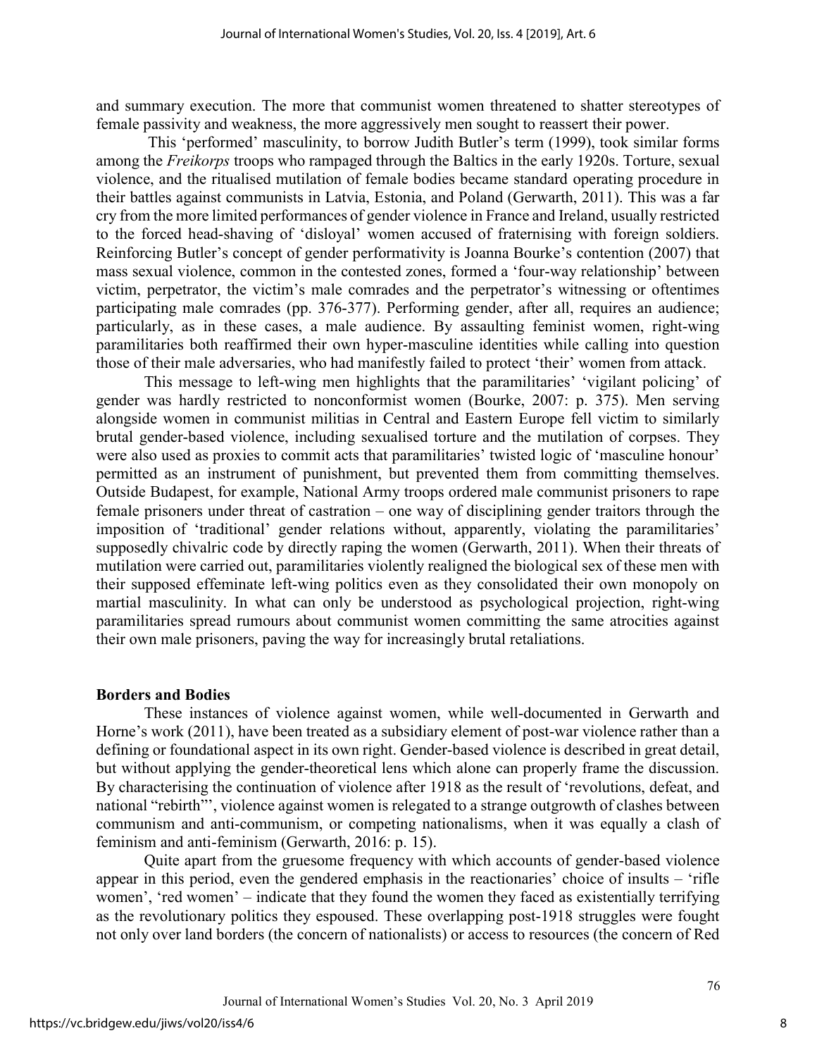and summary execution. The more that communist women threatened to shatter stereotypes of female passivity and weakness, the more aggressively men sought to reassert their power.

This 'performed' masculinity, to borrow Judith Butler's term (1999), took similar forms among the *Freikorps* troops who rampaged through the Baltics in the early 1920s. Torture, sexual violence, and the ritualised mutilation of female bodies became standard operating procedure in their battles against communists in Latvia, Estonia, and Poland (Gerwarth, 2011). This was a far cry from the more limited performances of gender violence in France and Ireland, usually restricted to the forced head-shaving of 'disloyal' women accused of fraternising with foreign soldiers. Reinforcing Butler's concept of gender performativity is Joanna Bourke's contention (2007) that mass sexual violence, common in the contested zones, formed a 'four-way relationship' between victim, perpetrator, the victim's male comrades and the perpetrator's witnessing or oftentimes participating male comrades (pp. 376-377). Performing gender, after all, requires an audience; particularly, as in these cases, a male audience. By assaulting feminist women, right-wing paramilitaries both reaffirmed their own hyper-masculine identities while calling into question those of their male adversaries, who had manifestly failed to protect 'their' women from attack.

This message to left-wing men highlights that the paramilitaries' 'vigilant policing' of gender was hardly restricted to nonconformist women (Bourke, 2007: p. 375). Men serving alongside women in communist militias in Central and Eastern Europe fell victim to similarly brutal gender-based violence, including sexualised torture and the mutilation of corpses. They were also used as proxies to commit acts that paramilitaries' twisted logic of 'masculine honour' permitted as an instrument of punishment, but prevented them from committing themselves. Outside Budapest, for example, National Army troops ordered male communist prisoners to rape female prisoners under threat of castration – one way of disciplining gender traitors through the imposition of 'traditional' gender relations without, apparently, violating the paramilitaries' supposedly chivalric code by directly raping the women (Gerwarth, 2011). When their threats of mutilation were carried out, paramilitaries violently realigned the biological sex of these men with their supposed effeminate left-wing politics even as they consolidated their own monopoly on martial masculinity. In what can only be understood as psychological projection, right-wing paramilitaries spread rumours about communist women committing the same atrocities against their own male prisoners, paving the way for increasingly brutal retaliations.

## Borders and Bodies

These instances of violence against women, while well-documented in Gerwarth and Horne's work (2011), have been treated as a subsidiary element of post-war violence rather than a defining or foundational aspect in its own right. Gender-based violence is described in great detail, but without applying the gender-theoretical lens which alone can properly frame the discussion. By characterising the continuation of violence after 1918 as the result of 'revolutions, defeat, and national "rebirth"', violence against women is relegated to a strange outgrowth of clashes between communism and anti-communism, or competing nationalisms, when it was equally a clash of feminism and anti-feminism (Gerwarth, 2016: p. 15).

Quite apart from the gruesome frequency with which accounts of gender-based violence appear in this period, even the gendered emphasis in the reactionaries' choice of insults – 'rifle women', 'red women' – indicate that they found the women they faced as existentially terrifying as the revolutionary politics they espoused. These overlapping post-1918 struggles were fought not only over land borders (the concern of nationalists) or access to resources (the concern of Red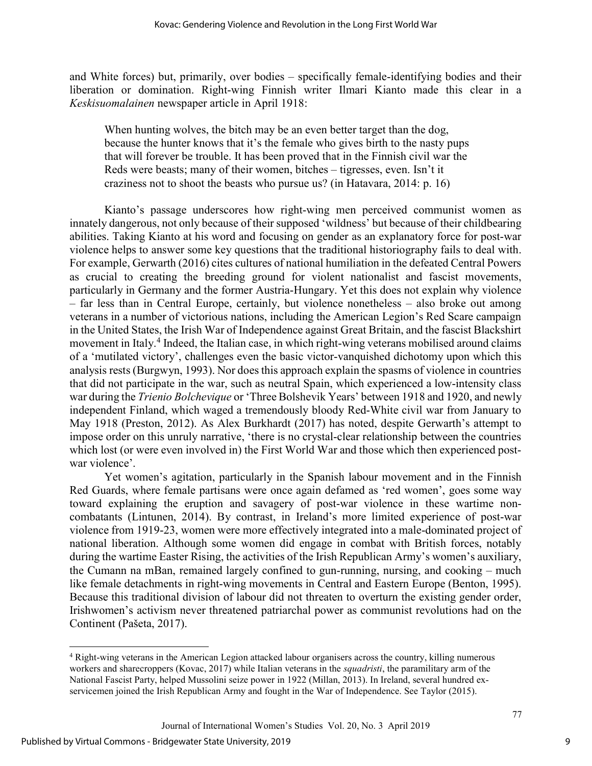and White forces) but, primarily, over bodies – specifically female-identifying bodies and their liberation or domination. Right-wing Finnish writer Ilmari Kianto made this clear in a *Keskisuomalainen* newspaper article in April 1918:

> When hunting wolves, the bitch may be an even better target than the dog, because the hunter knows that it's the female who gives birth to the nasty pups that will forever be trouble. It has been proved that in the Finnish civil war the Reds were beasts; many of their women, bitches – tigresses, even. Isn't it craziness not to shoot the beasts who pursue us? (in Hatavara, 2014: p. 16)

Kianto's passage underscores how right-wing men perceived communist women as innately dangerous, not only because of their supposed 'wildness' but because of their childbearing abilities. Taking Kianto at his word and focusing on gender as an explanatory force for post-war violence helps to answer some key questions that the traditional historiography fails to deal with. For example, Gerwarth (2016) cites cultures of national humiliation in the defeated Central Powers as crucial to creating the breeding ground for violent nationalist and fascist movements, particularly in Germany and the former Austria-Hungary. Yet this does not explain why violence – far less than in Central Europe, certainly, but violence nonetheless – also broke out among veterans in a number of victorious nations, including the American Legion's Red Scare campaign in the United States, the Irish War of Independence against Great Britain, and the fascist Blackshirt movement in Italy.[4] Indeed, the Italian case, in which right-wing veterans mobilised around claims of a 'mutilated victory', challenges even the basic victor-vanquished dichotomy upon which this analysis rests (Burgwyn, 1993). Nor does this approach explain the spasms of violence in countries that did not participate in the war, such as neutral Spain, which experienced a low-intensity class war during the *Trienio Bolchevique* or 'Three Bolshevik Years' between 1918 and 1920, and newly independent Finland, which waged a tremendously bloody Red-White civil war from January to May 1918 (Preston, 2012). As Alex Burkhardt (2017) has noted, despite Gerwarth's attempt to impose order on this unruly narrative, 'there is no crystal-clear relationship between the countries which lost (or were even involved in) the First World War and those which then experienced post-war violence'.

Yet women's agitation, particularly in the Spanish labour movement and in the Finnish Red Guards, where female partisans were once again defamed as 'red women', goes some way toward explaining the eruption and savagery of post-war violence in these wartime non-combatants (Lintunen, 2014). By contrast, in Ireland's more limited experience of post-war violence from 1919-23, women were more effectively integrated into a male-dominated project of national liberation. Although some women did engage in combat with British forces, notably during the wartime Easter Rising, the activities of the Irish Republican Army's women's auxiliary, the Cumann na mBan, remained largely confined to gun-running, nursing, and cooking – much like female detachments in right-wing movements in Central and Eastern Europe (Benton, 1995). Because this traditional division of labour did not threaten to overturn the existing gender order, Irishwomen's activism never threatened patriarchal power as communist revolutions had on the Continent (Pašeta, 2017).

---

[4] Right-wing veterans in the American Legion attacked labour organisers across the country, killing numerous workers and sharecroppers (Kovac, 2017) while Italian veterans in the *squadristi*, the paramilitary arm of the National Fascist Party, helped Mussolini seize power in 1922 (Millan, 2013). In Ireland, several hundred ex-servicemen joined the Irish Republican Army and fought in the War of Independence. See Taylor (2015).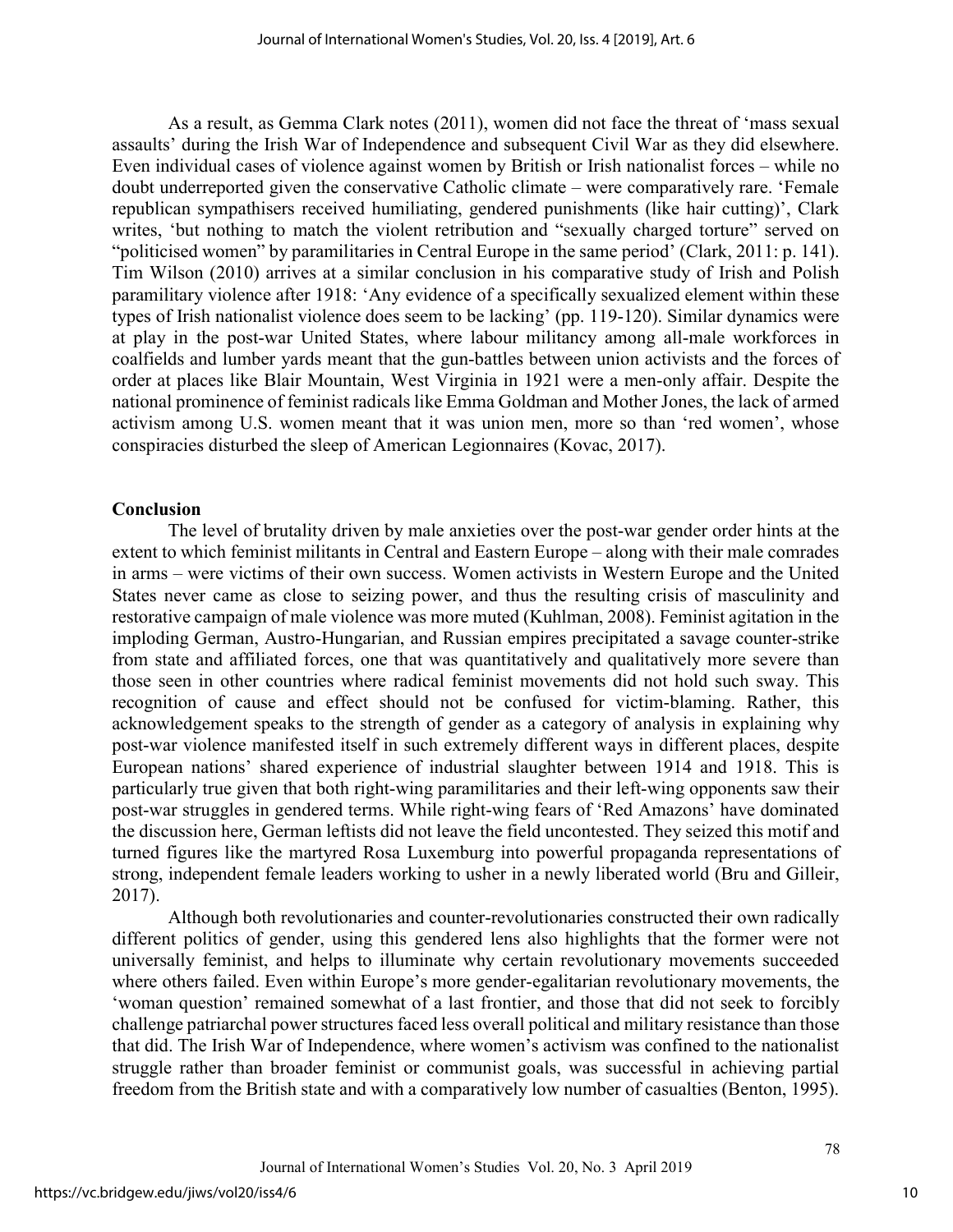As a result, as Gemma Clark notes (2011), women did not face the threat of 'mass sexual assaults' during the Irish War of Independence and subsequent Civil War as they did elsewhere. Even individual cases of violence against women by British or Irish nationalist forces – while no doubt underreported given the conservative Catholic climate – were comparatively rare. 'Female republican sympathisers received humiliating, gendered punishments (like hair cutting)', Clark writes, 'but nothing to match the violent retribution and "sexually charged torture" served on "politicised women" by paramilitaries in Central Europe in the same period' (Clark, 2011: p. 141). Tim Wilson (2010) arrives at a similar conclusion in his comparative study of Irish and Polish paramilitary violence after 1918: 'Any evidence of a specifically sexualized element within these types of Irish nationalist violence does seem to be lacking' (pp. 119-120). Similar dynamics were at play in the post-war United States, where labour militancy among all-male workforces in coalfields and lumber yards meant that the gun-battles between union activists and the forces of order at places like Blair Mountain, West Virginia in 1921 were a men-only affair. Despite the national prominence of feminist radicals like Emma Goldman and Mother Jones, the lack of armed activism among U.S. women meant that it was union men, more so than 'red women', whose conspiracies disturbed the sleep of American Legionnaires (Kovac, 2017).

## Conclusion

The level of brutality driven by male anxieties over the post-war gender order hints at the extent to which feminist militants in Central and Eastern Europe – along with their male comrades in arms – were victims of their own success. Women activists in Western Europe and the United States never came as close to seizing power, and thus the resulting crisis of masculinity and restorative campaign of male violence was more muted (Kuhlman, 2008). Feminist agitation in the imploding German, Austro-Hungarian, and Russian empires precipitated a savage counter-strike from state and affiliated forces, one that was quantitatively and qualitatively more severe than those seen in other countries where radical feminist movements did not hold such sway. This recognition of cause and effect should not be confused for victim-blaming. Rather, this acknowledgement speaks to the strength of gender as a category of analysis in explaining why post-war violence manifested itself in such extremely different ways in different places, despite European nations' shared experience of industrial slaughter between 1914 and 1918. This is particularly true given that both right-wing paramilitaries and their left-wing opponents saw their post-war struggles in gendered terms. While right-wing fears of 'Red Amazons' have dominated the discussion here, German leftists did not leave the field uncontested. They seized this motif and turned figures like the martyred Rosa Luxemburg into powerful propaganda representations of strong, independent female leaders working to usher in a newly liberated world (Bru and Gilleir, 2017).

Although both revolutionaries and counter-revolutionaries constructed their own radically different politics of gender, using this gendered lens also highlights that the former were not universally feminist, and helps to illuminate why certain revolutionary movements succeeded where others failed. Even within Europe's more gender-egalitarian revolutionary movements, the 'woman question' remained somewhat of a last frontier, and those that did not seek to forcibly challenge patriarchal power structures faced less overall political and military resistance than those that did. The Irish War of Independence, where women's activism was confined to the nationalist struggle rather than broader feminist or communist goals, was successful in achieving partial freedom from the British state and with a comparatively low number of casualties (Benton, 1995).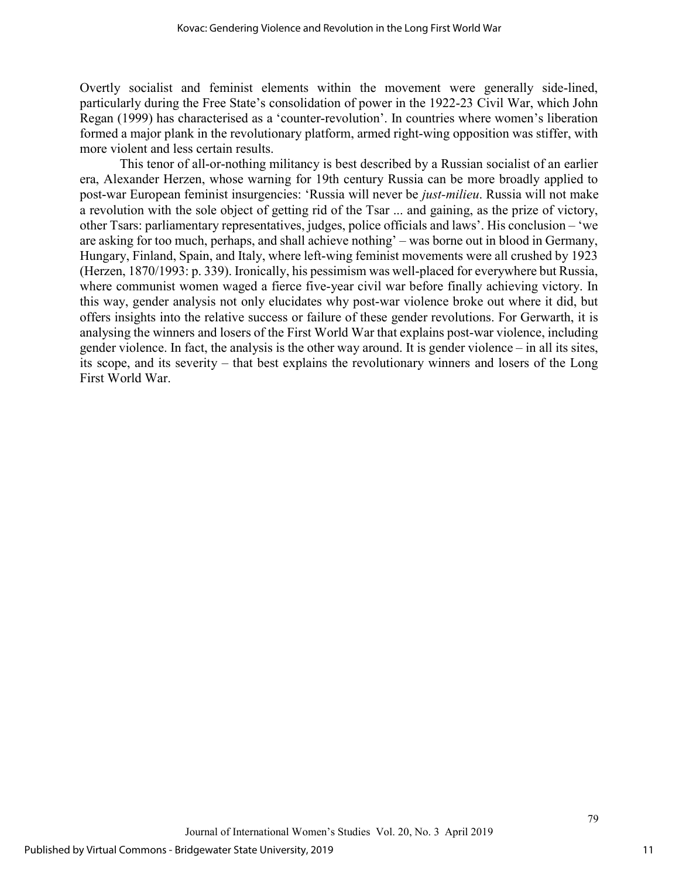Overtly socialist and feminist elements within the movement were generally side-lined, particularly during the Free State's consolidation of power in the 1922-23 Civil War, which John Regan (1999) has characterised as a 'counter-revolution'. In countries where women's liberation formed a major plank in the revolutionary platform, armed right-wing opposition was stiffer, with more violent and less certain results.

This tenor of all-or-nothing militancy is best described by a Russian socialist of an earlier era, Alexander Herzen, whose warning for 19th century Russia can be more broadly applied to post-war European feminist insurgencies: 'Russia will never be *just-milieu*. Russia will not make a revolution with the sole object of getting rid of the Tsar ... and gaining, as the prize of victory, other Tsars: parliamentary representatives, judges, police officials and laws'. His conclusion – 'we are asking for too much, perhaps, and shall achieve nothing' – was borne out in blood in Germany, Hungary, Finland, Spain, and Italy, where left-wing feminist movements were all crushed by 1923 (Herzen, 1870/1993: p. 339). Ironically, his pessimism was well-placed for everywhere but Russia, where communist women waged a fierce five-year civil war before finally achieving victory. In this way, gender analysis not only elucidates why post-war violence broke out where it did, but offers insights into the relative success or failure of these gender revolutions. For Gerwarth, it is analysing the winners and losers of the First World War that explains post-war violence, including gender violence. In fact, the analysis is the other way around. It is gender violence – in all its sites, its scope, and its severity – that best explains the revolutionary winners and losers of the Long First World War.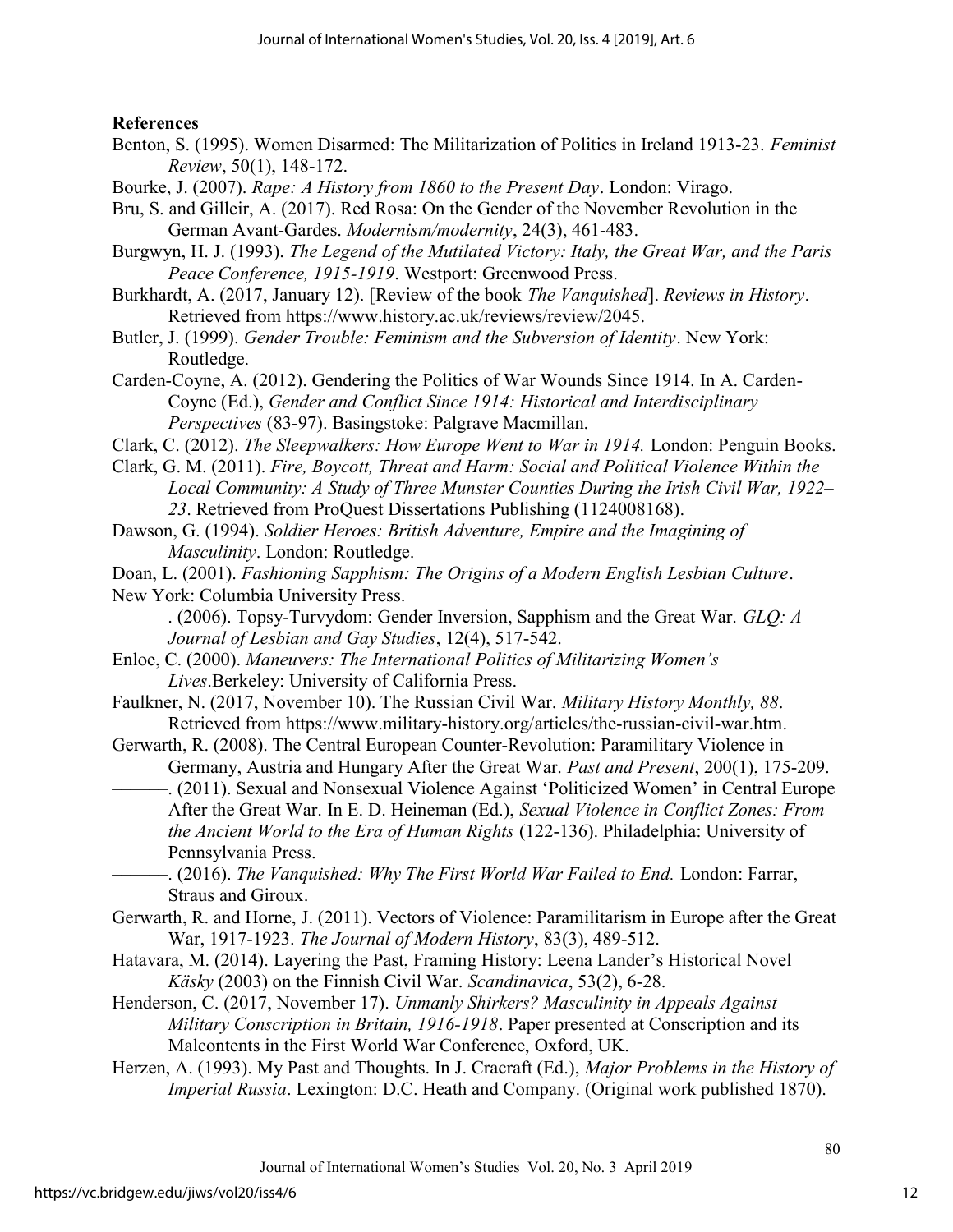**References**

Benton, S. (1995). Women Disarmed: The Militarization of Politics in Ireland 1913-23. *Feminist Review*, 50(1), 148-172.

Bourke, J. (2007). *Rape: A History from 1860 to the Present Day*. London: Virago.

Bru, S. and Gilleir, A. (2017). Red Rosa: On the Gender of the November Revolution in the German Avant-Gardes. *Modernism/modernity*, 24(3), 461-483.

Burgwyn, H. J. (1993). *The Legend of the Mutilated Victory: Italy, the Great War, and the Paris Peace Conference, 1915-1919*. Westport: Greenwood Press.

Burkhardt, A. (2017, January 12). [Review of the book *The Vanquished*]. *Reviews in History*. Retrieved from https://www.history.ac.uk/reviews/review/2045.

Butler, J. (1999). *Gender Trouble: Feminism and the Subversion of Identity*. New York: Routledge.

Carden-Coyne, A. (2012). Gendering the Politics of War Wounds Since 1914. In A. Carden-Coyne (Ed.), *Gender and Conflict Since 1914: Historical and Interdisciplinary Perspectives* (83-97). Basingstoke: Palgrave Macmillan.

Clark, C. (2012). *The Sleepwalkers: How Europe Went to War in 1914.* London: Penguin Books.

Clark, G. M. (2011). *Fire, Boycott, Threat and Harm: Social and Political Violence Within the Local Community: A Study of Three Munster Counties During the Irish Civil War, 1922–23*. Retrieved from ProQuest Dissertations Publishing (1124008168).

Dawson, G. (1994). *Soldier Heroes: British Adventure, Empire and the Imagining of Masculinity*. London: Routledge.

Doan, L. (2001). *Fashioning Sapphism: The Origins of a Modern English Lesbian Culture*. New York: Columbia University Press.

———. (2006). Topsy-Turvydom: Gender Inversion, Sapphism and the Great War. *GLQ: A Journal of Lesbian and Gay Studies*, 12(4), 517-542.

Enloe, C. (2000). *Maneuvers: The International Politics of Militarizing Women's Lives*.Berkeley: University of California Press.

Faulkner, N. (2017, November 10). The Russian Civil War. *Military History Monthly, 88*. Retrieved from https://www.military-history.org/articles/the-russian-civil-war.htm.

Gerwarth, R. (2008). The Central European Counter-Revolution: Paramilitary Violence in Germany, Austria and Hungary After the Great War. *Past and Present*, 200(1), 175-209.

———. (2011). Sexual and Nonsexual Violence Against 'Politicized Women' in Central Europe After the Great War. In E. D. Heineman (Ed.), *Sexual Violence in Conflict Zones: From the Ancient World to the Era of Human Rights* (122-136). Philadelphia: University of Pennsylvania Press.

———. (2016). *The Vanquished: Why The First World War Failed to End.* London: Farrar, Straus and Giroux.

Gerwarth, R. and Horne, J. (2011). Vectors of Violence: Paramilitarism in Europe after the Great War, 1917-1923. *The Journal of Modern History*, 83(3), 489-512.

Hatavara, M. (2014). Layering the Past, Framing History: Leena Lander's Historical Novel *Käsky* (2003) on the Finnish Civil War. *Scandinavica*, 53(2), 6-28.

Henderson, C. (2017, November 17). *Unmanly Shirkers? Masculinity in Appeals Against Military Conscription in Britain, 1916-1918*. Paper presented at Conscription and its Malcontents in the First World War Conference, Oxford, UK.

Herzen, A. (1993). My Past and Thoughts. In J. Cracraft (Ed.), *Major Problems in the History of Imperial Russia*. Lexington: D.C. Heath and Company. (Original work published 1870).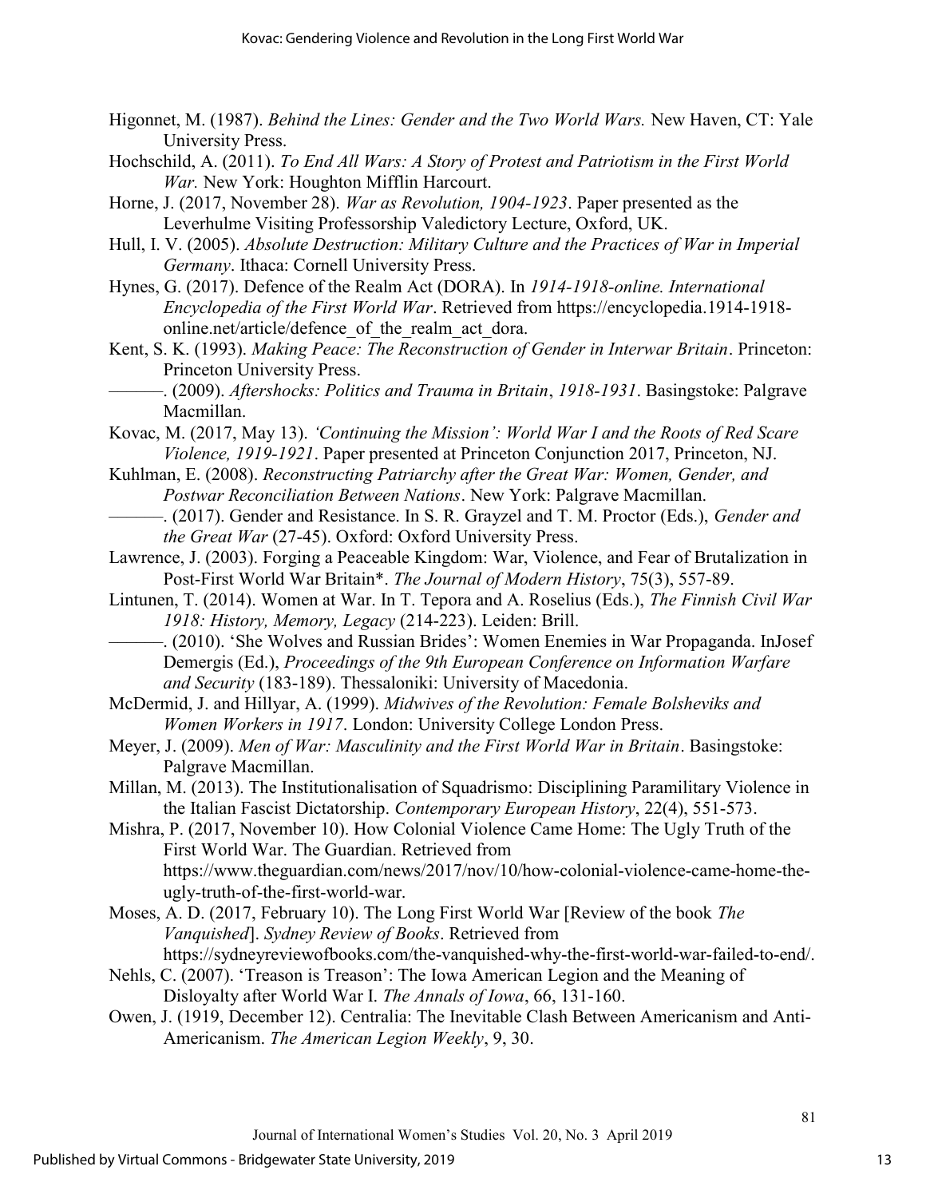Higonnet, M. (1987). *Behind the Lines: Gender and the Two World Wars.* New Haven, CT: Yale University Press.

Hochschild, A. (2011). *To End All Wars: A Story of Protest and Patriotism in the First World War.* New York: Houghton Mifflin Harcourt.

Horne, J. (2017, November 28). *War as Revolution, 1904-1923*. Paper presented as the Leverhulme Visiting Professorship Valedictory Lecture, Oxford, UK.

Hull, I. V. (2005). *Absolute Destruction: Military Culture and the Practices of War in Imperial Germany*. Ithaca: Cornell University Press.

Hynes, G. (2017). Defence of the Realm Act (DORA). In *1914-1918-online. International Encyclopedia of the First World War*. Retrieved from https://encyclopedia.1914-1918-online.net/article/defence_of_the_realm_act_dora.

Kent, S. K. (1993). *Making Peace: The Reconstruction of Gender in Interwar Britain*. Princeton: Princeton University Press.

———. (2009). *Aftershocks: Politics and Trauma in Britain*, *1918-1931*. Basingstoke: Palgrave Macmillan.

Kovac, M. (2017, May 13). *'Continuing the Mission': World War I and the Roots of Red Scare Violence, 1919-1921*. Paper presented at Princeton Conjunction 2017, Princeton, NJ.

Kuhlman, E. (2008). *Reconstructing Patriarchy after the Great War: Women, Gender, and Postwar Reconciliation Between Nations*. New York: Palgrave Macmillan.

———. (2017). Gender and Resistance. In S. R. Grayzel and T. M. Proctor (Eds.), *Gender and the Great War* (27-45). Oxford: Oxford University Press.

Lawrence, J. (2003). Forging a Peaceable Kingdom: War, Violence, and Fear of Brutalization in Post-First World War Britain*. *The Journal of Modern History*, 75(3), 557-89.

Lintunen, T. (2014). Women at War. In T. Tepora and A. Roselius (Eds.), *The Finnish Civil War 1918: History, Memory, Legacy* (214-223). Leiden: Brill.

———. (2010). 'She Wolves and Russian Brides': Women Enemies in War Propaganda. InJosef Demergis (Ed.), *Proceedings of the 9th European Conference on Information Warfare and Security* (183-189). Thessaloniki: University of Macedonia.

McDermid, J. and Hillyar, A. (1999). *Midwives of the Revolution: Female Bolsheviks and Women Workers in 1917*. London: University College London Press.

Meyer, J. (2009). *Men of War: Masculinity and the First World War in Britain*. Basingstoke: Palgrave Macmillan.

Millan, M. (2013). The Institutionalisation of Squadrismo: Disciplining Paramilitary Violence in the Italian Fascist Dictatorship. *Contemporary European History*, 22(4), 551-573.

Mishra, P. (2017, November 10). How Colonial Violence Came Home: The Ugly Truth of the First World War. The Guardian. Retrieved from https://www.theguardian.com/news/2017/nov/10/how-colonial-violence-came-home-the-ugly-truth-of-the-first-world-war.

Moses, A. D. (2017, February 10). The Long First World War [Review of the book *The Vanquished*]. *Sydney Review of Books*. Retrieved from https://sydneyreviewofbooks.com/the-vanquished-why-the-first-world-war-failed-to-end/.

Nehls, C. (2007). 'Treason is Treason': The Iowa American Legion and the Meaning of Disloyalty after World War I. *The Annals of Iowa*, 66, 131-160.

Owen, J. (1919, December 12). Centralia: The Inevitable Clash Between Americanism and Anti-Americanism. *The American Legion Weekly*, 9, 30.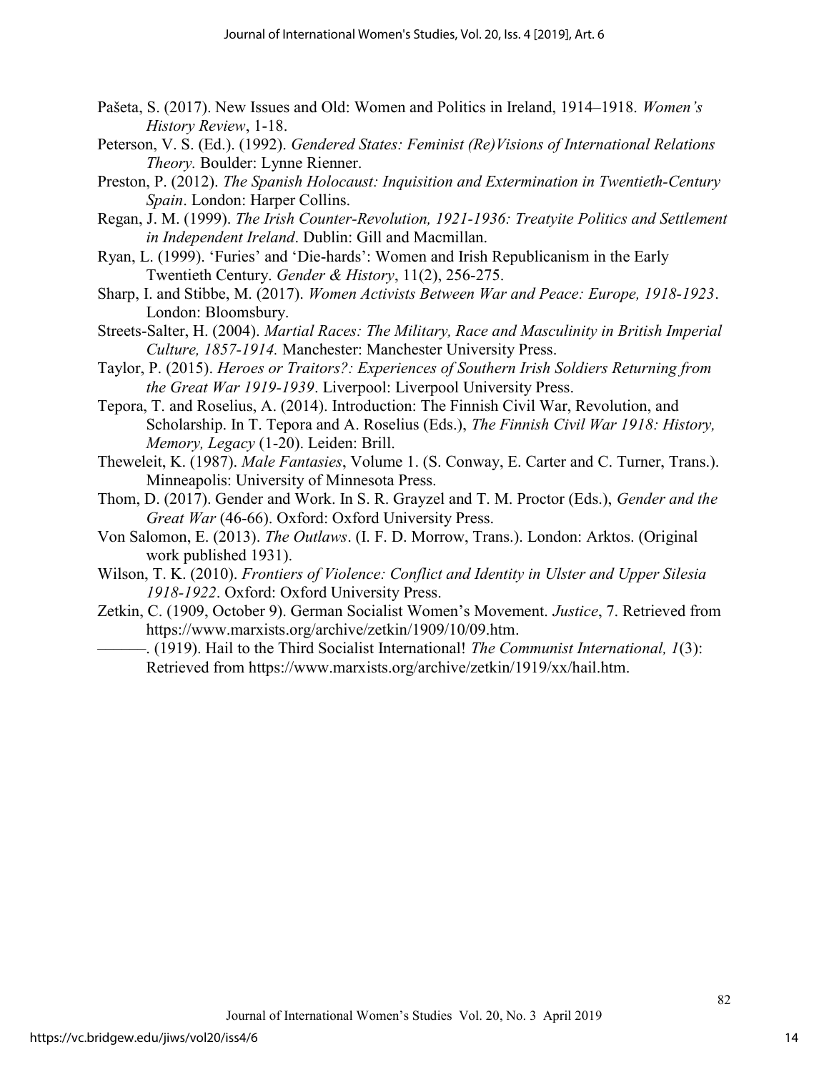Pašeta, S. (2017). New Issues and Old: Women and Politics in Ireland, 1914–1918. *Women's History Review*, 1-18.

Peterson, V. S. (Ed.). (1992). *Gendered States: Feminist (Re)Visions of International Relations Theory.* Boulder: Lynne Rienner.

Preston, P. (2012). *The Spanish Holocaust: Inquisition and Extermination in Twentieth-Century Spain*. London: Harper Collins.

Regan, J. M. (1999). *The Irish Counter-Revolution, 1921-1936: Treatyite Politics and Settlement in Independent Ireland*. Dublin: Gill and Macmillan.

Ryan, L. (1999). 'Furies' and 'Die-hards': Women and Irish Republicanism in the Early Twentieth Century. *Gender & History*, 11(2), 256-275.

Sharp, I. and Stibbe, M. (2017). *Women Activists Between War and Peace: Europe, 1918-1923*. London: Bloomsbury.

Streets-Salter, H. (2004). *Martial Races: The Military, Race and Masculinity in British Imperial Culture, 1857-1914.* Manchester: Manchester University Press.

Taylor, P. (2015). *Heroes or Traitors?: Experiences of Southern Irish Soldiers Returning from the Great War 1919-1939*. Liverpool: Liverpool University Press.

Tepora, T. and Roselius, A. (2014). Introduction: The Finnish Civil War, Revolution, and Scholarship. In T. Tepora and A. Roselius (Eds.), *The Finnish Civil War 1918: History, Memory, Legacy* (1-20). Leiden: Brill.

Theweleit, K. (1987). *Male Fantasies*, Volume 1. (S. Conway, E. Carter and C. Turner, Trans.). Minneapolis: University of Minnesota Press.

Thom, D. (2017). Gender and Work. In S. R. Grayzel and T. M. Proctor (Eds.), *Gender and the Great War* (46-66). Oxford: Oxford University Press.

Von Salomon, E. (2013). *The Outlaws*. (I. F. D. Morrow, Trans.). London: Arktos. (Original work published 1931).

Wilson, T. K. (2010). *Frontiers of Violence: Conflict and Identity in Ulster and Upper Silesia 1918-1922*. Oxford: Oxford University Press.

Zetkin, C. (1909, October 9). German Socialist Women's Movement. *Justice*, 7. Retrieved from https://www.marxists.org/archive/zetkin/1909/10/09.htm.

———. (1919). Hail to the Third Socialist International! *The Communist International, 1*(3): Retrieved from https://www.marxists.org/archive/zetkin/1919/xx/hail.htm.